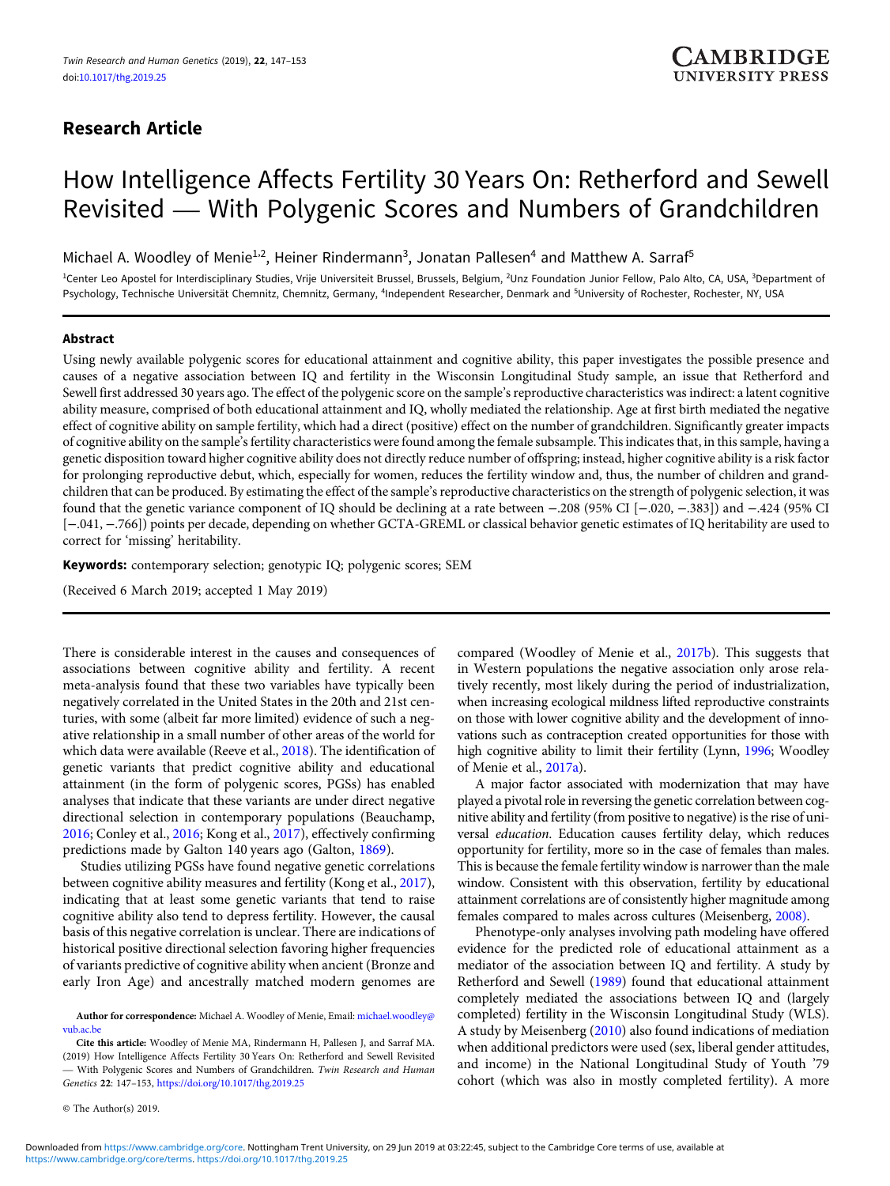## Research Article

# How Intelligence Affects Fertility 30 Years On: Retherford and Sewell Revisited — With Polygenic Scores and Numbers of Grandchildren

Michael A. Woodley of Menie[1,2], Heiner Rindermann[3], Jonatan Pallesen[4] and Matthew A. Sarraf[5]

[1]Center Leo Apostel for Interdisciplinary Studies, Vrije Universiteit Brussel, Brussels, Belgium, [2]Unz Foundation Junior Fellow, Palo Alto, CA, USA, [3]Department of Psychology, Technische Universität Chemnitz, Chemnitz, Germany, [4]Independent Researcher, Denmark and [5]University of Rochester, Rochester, NY, USA

### Abstract

Using newly available polygenic scores for educational attainment and cognitive ability, this paper investigates the possible presence and causes of a negative association between IQ and fertility in the Wisconsin Longitudinal Study sample, an issue that Retherford and Sewell first addressed 30 years ago. The effect of the polygenic score on the sample's reproductive characteristics was indirect: a latent cognitive ability measure, comprised of both educational attainment and IQ, wholly mediated the relationship. Age at first birth mediated the negative effect of cognitive ability on sample fertility, which had a direct (positive) effect on the number of grandchildren. Significantly greater impacts of cognitive ability on the sample's fertility characteristics were found among the female subsample. This indicates that, in this sample, having a genetic disposition toward higher cognitive ability does not directly reduce number of offspring; instead, higher cognitive ability is a risk factor for prolonging reproductive debut, which, especially for women, reduces the fertility window and, thus, the number of children and grandchildren that can be produced. By estimating the effect of the sample's reproductive characteristics on the strength of polygenic selection, it was found that the genetic variance component of IQ should be declining at a rate between −.208 (95% CI [−.020, −.383]) and −.424 (95% CI [−.041, −.766]) points per decade, depending on whether GCTA-GREML or classical behavior genetic estimates of IQ heritability are used to correct for 'missing' heritability.

**Keywords:** contemporary selection; genotypic IQ; polygenic scores; SEM

(Received 6 March 2019; accepted 1 May 2019)

There is considerable interest in the causes and consequences of associations between cognitive ability and fertility. A recent meta-analysis found that these two variables have typically been negatively correlated in the United States in the 20th and 21st centuries, with some (albeit far more limited) evidence of such a negative relationship in a small number of other areas of the world for which data were available (Reeve et al., 2018). The identification of genetic variants that predict cognitive ability and educational attainment (in the form of polygenic scores, PGSs) has enabled analyses that indicate that these variants are under direct negative directional selection in contemporary populations (Beauchamp, 2016; Conley et al., 2016; Kong et al., 2017), effectively confirming predictions made by Galton 140 years ago (Galton, 1869).

Studies utilizing PGSs have found negative genetic correlations between cognitive ability measures and fertility (Kong et al., 2017), indicating that at least some genetic variants that tend to raise cognitive ability also tend to depress fertility. However, the causal basis of this negative correlation is unclear. There are indications of historical positive directional selection favoring higher frequencies of variants predictive of cognitive ability when ancient (Bronze and early Iron Age) and ancestrally matched modern genomes are compared (Woodley of Menie et al., 2017b). This suggests that in Western populations the negative association only arose relatively recently, most likely during the period of industrialization, when increasing ecological mildness lifted reproductive constraints on those with lower cognitive ability and the development of innovations such as contraception created opportunities for those with high cognitive ability to limit their fertility (Lynn, 1996; Woodley of Menie et al., 2017a).

A major factor associated with modernization that may have played a pivotal role in reversing the genetic correlation between cognitive ability and fertility (from positive to negative) is the rise of universal *education*. Education causes fertility delay, which reduces opportunity for fertility, more so in the case of females than males. This is because the female fertility window is narrower than the male window. Consistent with this observation, fertility by educational attainment correlations are of consistently higher magnitude among females compared to males across cultures (Meisenberg, 2008).

Phenotype-only analyses involving path modeling have offered evidence for the predicted role of educational attainment as a mediator of the association between IQ and fertility. A study by Retherford and Sewell (1989) found that educational attainment completely mediated the associations between IQ and (largely completed) fertility in the Wisconsin Longitudinal Study (WLS). A study by Meisenberg (2010) also found indications of mediation when additional predictors were used (sex, liberal gender attitudes, and income) in the National Longitudinal Study of Youth '79 cohort (which was also in mostly completed fertility). A more

**Author for correspondence:** Michael A. Woodley of Menie, Email: michael.woodley@vub.ac.be

**Cite this article:** Woodley of Menie MA, Rindermann H, Pallesen J, and Sarraf MA. (2019) How Intelligence Affects Fertility 30 Years On: Retherford and Sewell Revisited — With Polygenic Scores and Numbers of Grandchildren. *Twin Research and Human Genetics* 22: 147–153, https://doi.org/10.1017/thg.2019.25

© The Author(s) 2019.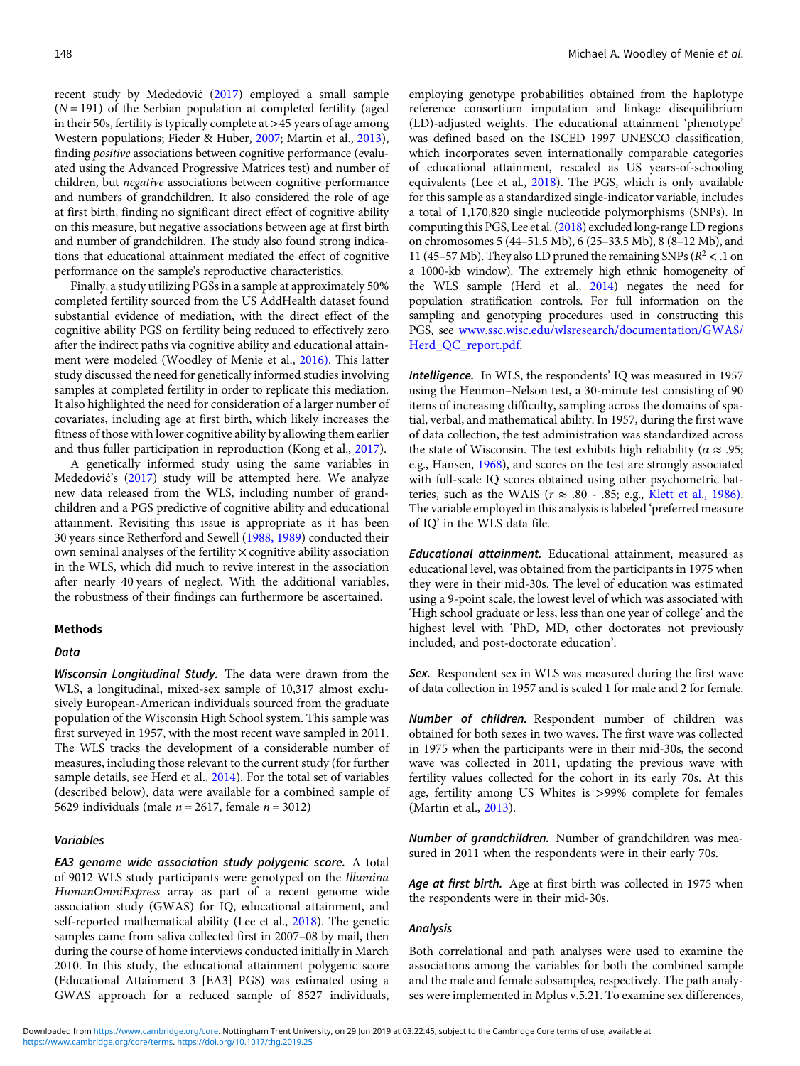recent study by Mededović (2017) employed a small sample ($N = 191$) of the Serbian population at completed fertility (aged in their 50s, fertility is typically complete at >45 years of age among Western populations; Fieder & Huber, 2007; Martin et al., 2013), finding *positive* associations between cognitive performance (evaluated using the Advanced Progressive Matrices test) and number of children, but *negative* associations between cognitive performance and numbers of grandchildren. It also considered the role of age at first birth, finding no significant direct effect of cognitive ability on this measure, but negative associations between age at first birth and number of grandchildren. The study also found strong indications that educational attainment mediated the effect of cognitive performance on the sample's reproductive characteristics.

Finally, a study utilizing PGSs in a sample at approximately 50% completed fertility sourced from the US AddHealth dataset found substantial evidence of mediation, with the direct effect of the cognitive ability PGS on fertility being reduced to effectively zero after the indirect paths via cognitive ability and educational attainment were modeled (Woodley of Menie et al., 2016). This latter study discussed the need for genetically informed studies involving samples at completed fertility in order to replicate this mediation. It also highlighted the need for consideration of a larger number of covariates, including age at first birth, which likely increases the fitness of those with lower cognitive ability by allowing them earlier and thus fuller participation in reproduction (Kong et al., 2017).

A genetically informed study using the same variables in Mededović's (2017) study will be attempted here. We analyze new data released from the WLS, including number of grandchildren and a PGS predictive of cognitive ability and educational attainment. Revisiting this issue is appropriate as it has been 30 years since Retherford and Sewell (1988, 1989) conducted their own seminal analyses of the fertility × cognitive ability association in the WLS, which did much to revive interest in the association after nearly 40 years of neglect. With the additional variables, the robustness of their findings can furthermore be ascertained.

## Methods

### Data

***Wisconsin Longitudinal Study.*** The data were drawn from the WLS, a longitudinal, mixed-sex sample of 10,317 almost exclusively European-American individuals sourced from the graduate population of the Wisconsin High School system. This sample was first surveyed in 1957, with the most recent wave sampled in 2011. The WLS tracks the development of a considerable number of measures, including those relevant to the current study (for further sample details, see Herd et al., 2014). For the total set of variables (described below), data were available for a combined sample of 5629 individuals (male $n = 2617$, female $n = 3012$)

### Variables

***EA3 genome wide association study polygenic score.*** A total of 9012 WLS study participants were genotyped on the *Illumina HumanOmniExpress* array as part of a recent genome wide association study (GWAS) for IQ, educational attainment, and self-reported mathematical ability (Lee et al., 2018). The genetic samples came from saliva collected first in 2007–08 by mail, then during the course of home interviews conducted initially in March 2010. In this study, the educational attainment polygenic score (Educational Attainment 3 [EA3] PGS) was estimated using a GWAS approach for a reduced sample of 8527 individuals, employing genotype probabilities obtained from the haplotype reference consortium imputation and linkage disequilibrium (LD)-adjusted weights. The educational attainment 'phenotype' was defined based on the ISCED 1997 UNESCO classification, which incorporates seven internationally comparable categories of educational attainment, rescaled as US years-of-schooling equivalents (Lee et al., 2018). The PGS, which is only available for this sample as a standardized single-indicator variable, includes a total of 1,170,820 single nucleotide polymorphisms (SNPs). In computing this PGS, Lee et al. (2018) excluded long-range LD regions on chromosomes 5 (44–51.5 Mb), 6 (25–33.5 Mb), 8 (8–12 Mb), and 11 (45–57 Mb). They also LD pruned the remaining SNPs ($R^2 < .1$ on a 1000-kb window). The extremely high ethnic homogeneity of the WLS sample (Herd et al., 2014) negates the need for population stratification controls. For full information on the sampling and genotyping procedures used in constructing this PGS, see www.ssc.wisc.edu/wlsresearch/documentation/GWAS/Herd_QC_report.pdf.

***Intelligence.*** In WLS, the respondents' IQ was measured in 1957 using the Henmon–Nelson test, a 30-minute test consisting of 90 items of increasing difficulty, sampling across the domains of spatial, verbal, and mathematical ability. In 1957, during the first wave of data collection, the test administration was standardized across the state of Wisconsin. The test exhibits high reliability ($\alpha \approx .95$; e.g., Hansen, 1968), and scores on the test are strongly associated with full-scale IQ scores obtained using other psychometric batteries, such as the WAIS ($r \approx .80$ - $.85$; e.g., Klett et al., 1986). The variable employed in this analysis is labeled 'preferred measure of IQ' in the WLS data file.

***Educational attainment.*** Educational attainment, measured as educational level, was obtained from the participants in 1975 when they were in their mid-30s. The level of education was estimated using a 9-point scale, the lowest level of which was associated with 'High school graduate or less, less than one year of college' and the highest level with 'PhD, MD, other doctorates not previously included, and post-doctorate education'.

***Sex.*** Respondent sex in WLS was measured during the first wave of data collection in 1957 and is scaled 1 for male and 2 for female.

***Number of children.*** Respondent number of children was obtained for both sexes in two waves. The first wave was collected in 1975 when the participants were in their mid-30s, the second wave was collected in 2011, updating the previous wave with fertility values collected for the cohort in its early 70s. At this age, fertility among US Whites is >99% complete for females (Martin et al., 2013).

***Number of grandchildren.*** Number of grandchildren was measured in 2011 when the respondents were in their early 70s.

***Age at first birth.*** Age at first birth was collected in 1975 when the respondents were in their mid-30s.

### Analysis

Both correlational and path analyses were used to examine the associations among the variables for both the combined sample and the male and female subsamples, respectively. The path analyses were implemented in Mplus v.5.21. To examine sex differences,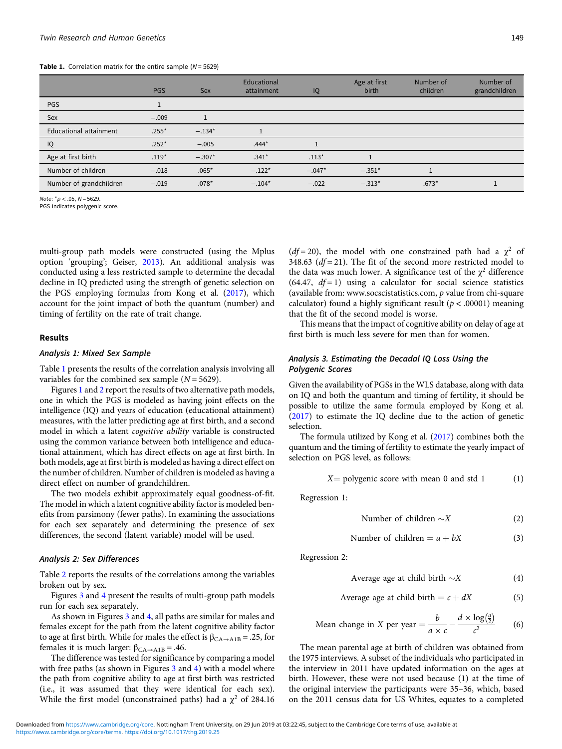**Table 1.** Correlation matrix for the entire sample ($N = 5629$)

| | PGS | Sex | Educational attainment | IQ | Age at first birth | Number of children | Number of grandchildren |
|---|---|---|---|---|---|---|---|
| PGS | 1 | | | | | | |
| Sex | −.009 | 1 | | | | | |
| Educational attainment | .255* | −.134* | 1 | | | | |
| IQ | .252* | −.005 | .444* | 1 | | | |
| Age at first birth | .119* | −.307* | .341* | .113* | 1 | | |
| Number of children | −.018 | .065* | −.122* | −.047* | −.351* | 1 | |
| Number of grandchildren | −.019 | .078* | −.104* | −.022 | −.313* | .673* | 1 |

*Note*: *$p < .05$, $N = 5629$.
PGS indicates polygenic score.

multi-group path models were constructed (using the Mplus option 'grouping'; Geiser, 2013). An additional analysis was conducted using a less restricted sample to determine the decadal decline in IQ predicted using the strength of genetic selection on the PGS employing formulas from Kong et al. (2017), which account for the joint impact of both the quantum (number) and timing of fertility on the rate of trait change.

## Results

### *Analysis 1: Mixed Sex Sample*

Table 1 presents the results of the correlation analysis involving all variables for the combined sex sample ($N = 5629$).

Figures 1 and 2 report the results of two alternative path models, one in which the PGS is modeled as having joint effects on the intelligence (IQ) and years of education (educational attainment) measures, with the latter predicting age at first birth, and a second model in which a latent *cognitive ability* variable is constructed using the common variance between both intelligence and educational attainment, which has direct effects on age at first birth. In both models, age at first birth is modeled as having a direct effect on the number of children. Number of children is modeled as having a direct effect on number of grandchildren.

The two models exhibit approximately equal goodness-of-fit. The model in which a latent cognitive ability factor is modeled benefits from parsimony (fewer paths). In examining the associations for each sex separately and determining the presence of sex differences, the second (latent variable) model will be used.

### *Analysis 2: Sex Differences*

Table 2 reports the results of the correlations among the variables broken out by sex.

Figures 3 and 4 present the results of multi-group path models run for each sex separately.

As shown in Figures 3 and 4, all paths are similar for males and females except for the path from the latent cognitive ability factor to age at first birth. While for males the effect is $\beta_{CA\rightarrow A1B} = .25$, for females it is much larger: $\beta_{CA\rightarrow A1B} = .46$.

The difference was tested for significance by comparing a model with free paths (as shown in Figures 3 and 4) with a model where the path from cognitive ability to age at first birth was restricted (i.e., it was assumed that they were identical for each sex). While the first model (unconstrained paths) had a $\chi^2$ of 284.16 ($df = 20$), the model with one constrained path had a $\chi^2$ of 348.63 ($df = 21$). The fit of the second more restricted model to the data was much lower. A significance test of the $\chi^2$ difference (64.47, $df = 1$) using a calculator for social science statistics (available from: www.socscistatistics.com, *p* value from chi-square calculator) found a highly significant result ($p < .00001$) meaning that the fit of the second model is worse.

This means that the impact of cognitive ability on delay of age at first birth is much less severe for men than for women.

### *Analysis 3. Estimating the Decadal IQ Loss Using the Polygenic Scores*

Given the availability of PGSs in the WLS database, along with data on IQ and both the quantum and timing of fertility, it should be possible to utilize the same formula employed by Kong et al. (2017) to estimate the IQ decline due to the action of genetic selection.

The formula utilized by Kong et al. (2017) combines both the quantum and the timing of fertility to estimate the yearly impact of selection on PGS level, as follows:

$$X = \text{polygenic score with mean 0 and std 1} \tag{1}$$

Regression 1:

$$\text{Number of children} \sim X \tag{2}$$

$$\text{Number of children} = a + bX \tag{3}$$

Regression 2:

$$\text{Average age at child birth} \sim X \tag{4}$$

$$\text{Average age at child birth} = c + dX \tag{5}$$

$$\text{Mean change in } X \text{ per year} = \frac{b}{a \times c} - \frac{d \times \log\left(\frac{a}{2}\right)}{c^2} \tag{6}$$

The mean parental age at birth of children was obtained from the 1975 interviews. A subset of the individuals who participated in the interview in 2011 have updated information on the ages at birth. However, these were not used because (1) at the time of the original interview the participants were 35–36, which, based on the 2011 census data for US Whites, equates to a completed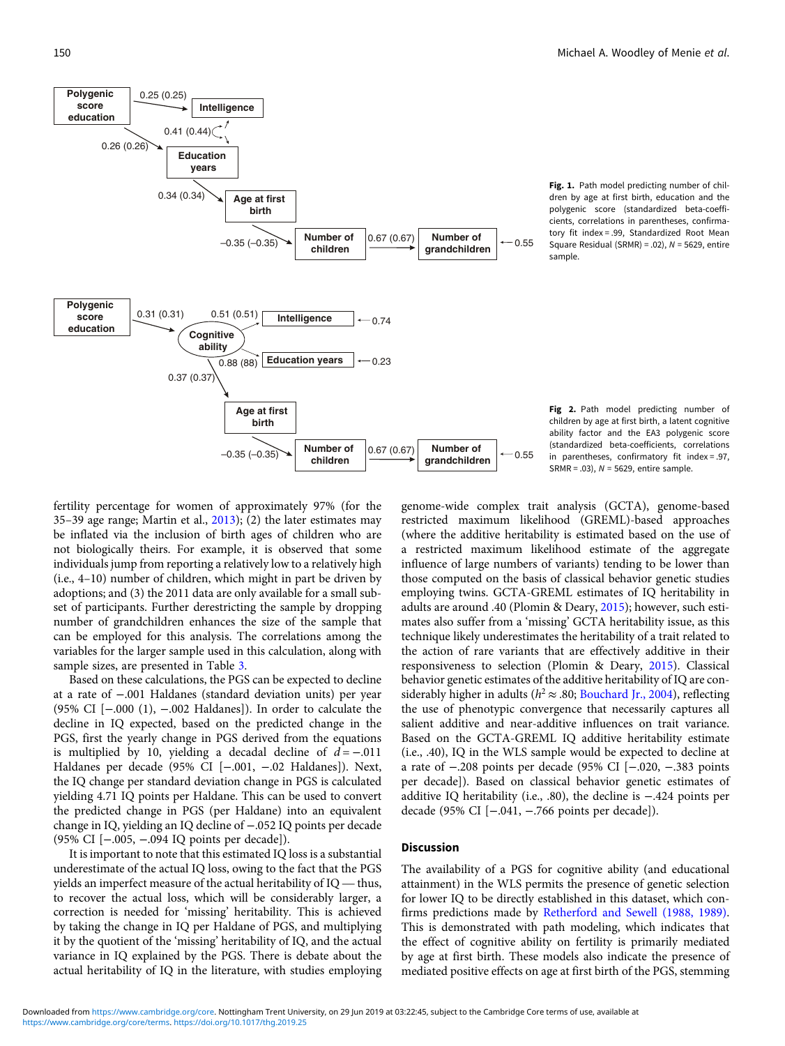Fig. 1. Path model predicting number of children by age at first birth, education and the polygenic score (standardized beta-coefficients, correlations in parentheses, confirmatory fit index = .99, Standardized Root Mean Square Residual (SRMR) = .02), $N = 5629$, entire sample.

Fig 2. Path model predicting number of children by age at first birth, a latent cognitive ability factor and the EA3 polygenic score (standardized beta-coefficients, correlations in parentheses, confirmatory fit index = .97, SRMR = .03), $N = 5629$, entire sample.

fertility percentage for women of approximately 97% (for the 35–39 age range; Martin et al., 2013); (2) the later estimates may be inflated via the inclusion of birth ages of children who are not biologically theirs. For example, it is observed that some individuals jump from reporting a relatively low to a relatively high (i.e., 4–10) number of children, which might in part be driven by adoptions; and (3) the 2011 data are only available for a small subset of participants. Further derestricting the sample by dropping number of grandchildren enhances the size of the sample that can be employed for this analysis. The correlations among the variables for the larger sample used in this calculation, along with sample sizes, are presented in Table 3.

Based on these calculations, the PGS can be expected to decline at a rate of −.001 Haldanes (standard deviation units) per year (95% CI [−.000 (1), −.002 Haldanes]). In order to calculate the decline in IQ expected, based on the predicted change in the PGS, first the yearly change in PGS derived from the equations is multiplied by 10, yielding a decadal decline of $d = -.011$ Haldanes per decade (95% CI [−.001, −.02 Haldanes]). Next, the IQ change per standard deviation change in PGS is calculated yielding 4.71 IQ points per Haldane. This can be used to convert the predicted change in PGS (per Haldane) into an equivalent change in IQ, yielding an IQ decline of −.052 IQ points per decade (95% CI [−.005, −.094 IQ points per decade]).

It is important to note that this estimated IQ loss is a substantial underestimate of the actual IQ loss, owing to the fact that the PGS yields an imperfect measure of the actual heritability of IQ — thus, to recover the actual loss, which will be considerably larger, a correction is needed for 'missing' heritability. This is achieved by taking the change in IQ per Haldane of PGS, and multiplying it by the quotient of the 'missing' heritability of IQ, and the actual variance in IQ explained by the PGS. There is debate about the actual heritability of IQ in the literature, with studies employing genome-wide complex trait analysis (GCTA), genome-based restricted maximum likelihood (GREML)-based approaches (where the additive heritability is estimated based on the use of a restricted maximum likelihood estimate of the aggregate influence of large numbers of variants) tending to be lower than those computed on the basis of classical behavior genetic studies employing twins. GCTA-GREML estimates of IQ heritability in adults are around .40 (Plomin & Deary, 2015); however, such estimates also suffer from a 'missing' GCTA heritability issue, as this technique likely underestimates the heritability of a trait related to the action of rare variants that are effectively additive in their responsiveness to selection (Plomin & Deary, 2015). Classical behavior genetic estimates of the additive heritability of IQ are considerably higher in adults ($h^2 \approx .80$; Bouchard Jr., 2004), reflecting the use of phenotypic convergence that necessarily captures all salient additive and near-additive influences on trait variance. Based on the GCTA-GREML IQ additive heritability estimate (i.e., .40), IQ in the WLS sample would be expected to decline at a rate of −.208 points per decade (95% CI [−.020, −.383 points per decade]). Based on classical behavior genetic estimates of additive IQ heritability (i.e., .80), the decline is −.424 points per decade (95% CI [−.041, −.766 points per decade]).

## Discussion

The availability of a PGS for cognitive ability (and educational attainment) in the WLS permits the presence of genetic selection for lower IQ to be directly established in this dataset, which confirms predictions made by Retherford and Sewell (1988, 1989). This is demonstrated with path modeling, which indicates that the effect of cognitive ability on fertility is primarily mediated by age at first birth. These models also indicate the presence of mediated positive effects on age at first birth of the PGS, stemming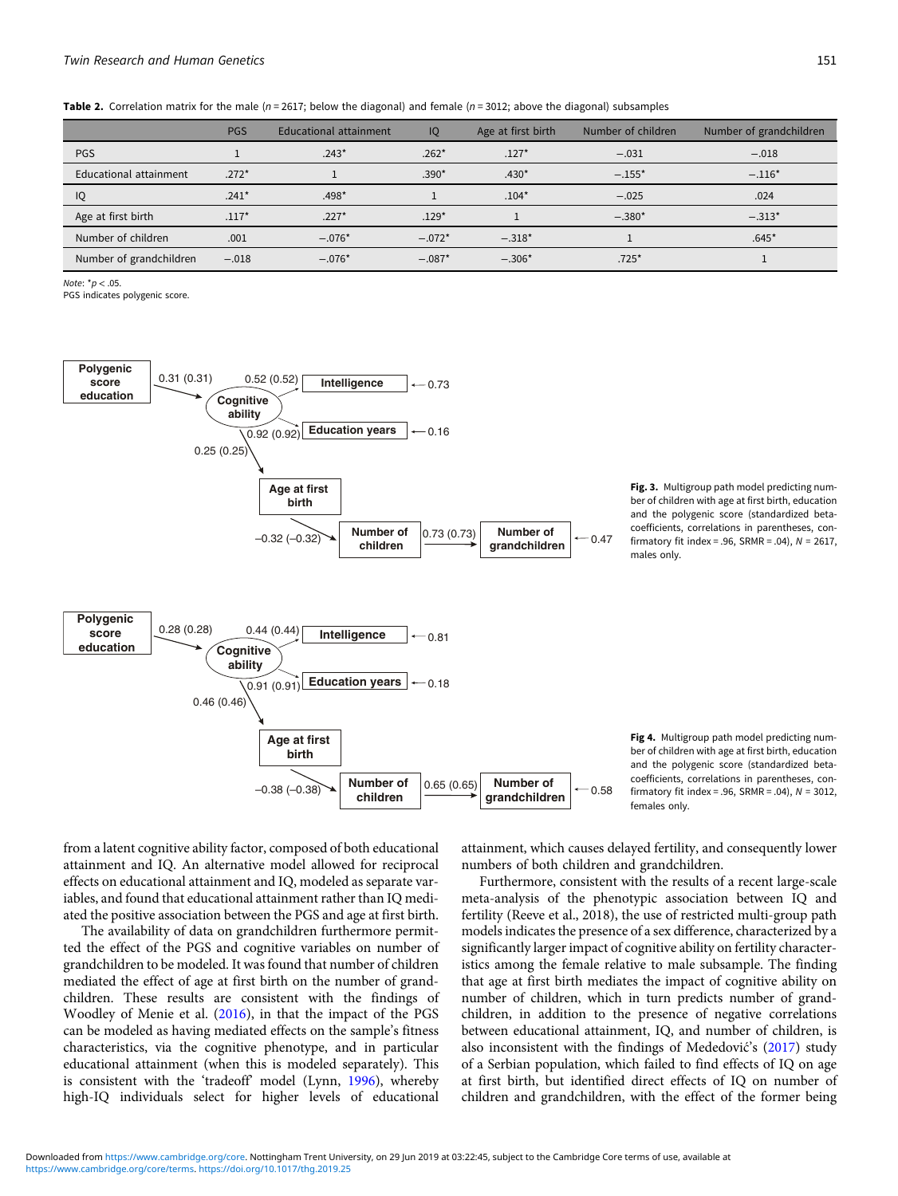**Table 2.** Correlation matrix for the male (*n* = 2617; below the diagonal) and female (*n* = 3012; above the diagonal) subsamples

| | PGS | Educational attainment | IQ | Age at first birth | Number of children | Number of grandchildren |
|---|---|---|---|---|---|---|
| PGS | 1 | .243* | .262* | .127* | −.031 | −.018 |
| Educational attainment | .272* | 1 | .390* | .430* | −.155* | −.116* |
| IQ | .241* | .498* | 1 | .104* | −.025 | .024 |
| Age at first birth | .117* | .227* | .129* | 1 | −.380* | −.313* |
| Number of children | .001 | −.076* | −.072* | −.318* | 1 | .645* |
| Number of grandchildren | −.018 | −.076* | −.087* | −.306* | .725* | 1 |

*Note*: *$p < .05$.
PGS indicates polygenic score.

**Fig. 3.** Multigroup path model predicting number of children with age at first birth, education and the polygenic score (standardized beta-coefficients, correlations in parentheses, confirmatory fit index = .96, SRMR = .04), *N* = 2617, males only.

**Fig 4.** Multigroup path model predicting number of children with age at first birth, education and the polygenic score (standardized beta-coefficients, correlations in parentheses, confirmatory fit index = .96, SRMR = .04), *N* = 3012, females only.

from a latent cognitive ability factor, composed of both educational attainment and IQ. An alternative model allowed for reciprocal effects on educational attainment and IQ, modeled as separate variables, and found that educational attainment rather than IQ mediated the positive association between the PGS and age at first birth.

The availability of data on grandchildren furthermore permitted the effect of the PGS and cognitive variables on number of grandchildren to be modeled. It was found that number of children mediated the effect of age at first birth on the number of grandchildren. These results are consistent with the findings of Woodley of Menie et al. (2016), in that the impact of the PGS can be modeled as having mediated effects on the sample's fitness characteristics, via the cognitive phenotype, and in particular educational attainment (when this is modeled separately). This is consistent with the 'tradeoff' model (Lynn, 1996), whereby high-IQ individuals select for higher levels of educational attainment, which causes delayed fertility, and consequently lower numbers of both children and grandchildren.

Furthermore, consistent with the results of a recent large-scale meta-analysis of the phenotypic association between IQ and fertility (Reeve et al., 2018), the use of restricted multi-group path models indicates the presence of a sex difference, characterized by a significantly larger impact of cognitive ability on fertility characteristics among the female relative to male subsample. The finding that age at first birth mediates the impact of cognitive ability on number of children, which in turn predicts number of grandchildren, in addition to the presence of negative correlations between educational attainment, IQ, and number of children, is also inconsistent with the findings of Mededović's (2017) study of a Serbian population, which failed to find effects of IQ on age at first birth, but identified direct effects of IQ on number of children and grandchildren, with the effect of the former being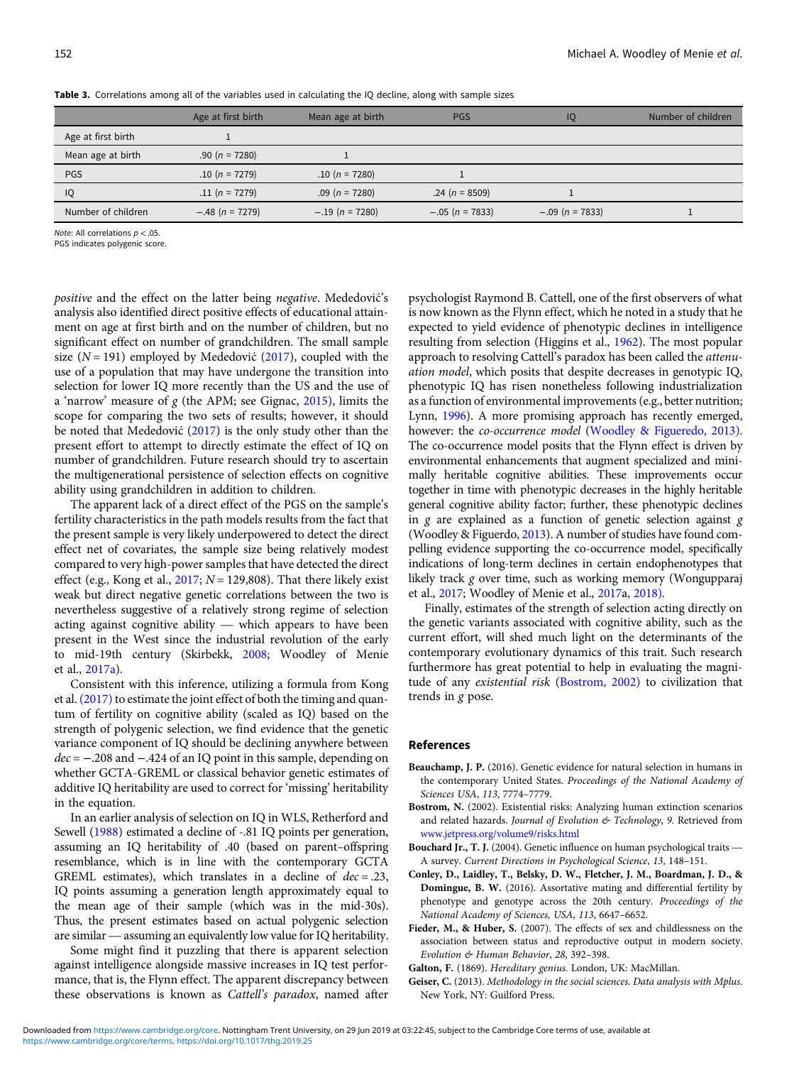**Table 3.** Correlations among all of the variables used in calculating the IQ decline, along with sample sizes

| | Age at first birth | Mean age at birth | PGS | IQ | Number of children |
|---|---|---|---|---|---|
| Age at first birth | 1 | | | | |
| Mean age at birth | .90 ($n$ = 7280) | 1 | | | |
| PGS | .10 ($n$ = 7279) | .10 ($n$ = 7280) | 1 | | |
| IQ | .11 ($n$ = 7279) | .09 ($n$ = 7280) | .24 ($n$ = 8509) | 1 | |
| Number of children | −.48 ($n$ = 7279) | −.19 ($n$ = 7280) | −.05 ($n$ = 7833) | −.09 ($n$ = 7833) | 1 |

*Note*: All correlations $p < .05$.
PGS indicates polygenic score.

*positive* and the effect on the latter being *negative*. Medeđović's analysis also identified direct positive effects of educational attainment on age at first birth and on the number of children, but no significant effect on number of grandchildren. The small sample size ($N$ = 191) employed by Medeđović (2017), coupled with the use of a population that may have undergone the transition into selection for lower IQ more recently than the US and the use of a 'narrow' measure of $g$ (the APM; see Gignac, 2015), limits the scope for comparing the two sets of results; however, it should be noted that Medeđović (2017) is the only study other than the present effort to attempt to directly estimate the effect of IQ on number of grandchildren. Future research should try to ascertain the multigenerational persistence of selection effects on cognitive ability using grandchildren in addition to children.

The apparent lack of a direct effect of the PGS on the sample's fertility characteristics in the path models results from the fact that the present sample is very likely underpowered to detect the direct effect net of covariates, the sample size being relatively modest compared to very high-power samples that have detected the direct effect (e.g., Kong et al., 2017; $N$ = 129,808). That there likely exist weak but direct negative genetic correlations between the two is nevertheless suggestive of a relatively strong regime of selection acting against cognitive ability — which appears to have been present in the West since the industrial revolution of the early to mid-19th century (Skirbekk, 2008; Woodley of Menie et al., 2017a).

Consistent with this inference, utilizing a formula from Kong et al. (2017) to estimate the joint effect of both the timing and quantum of fertility on cognitive ability (scaled as IQ) based on the strength of polygenic selection, we find evidence that the genetic variance component of IQ should be declining anywhere between $dec = -.208$ and $-.424$ of an IQ point in this sample, depending on whether GCTA-GREML or classical behavior genetic estimates of additive IQ heritability are used to correct for 'missing' heritability in the equation.

In an earlier analysis of selection on IQ in WLS, Retherford and Sewell (1988) estimated a decline of -.81 IQ points per generation, assuming an IQ heritability of .40 (based on parent–offspring resemblance, which is in line with the contemporary GCTA GREML estimates), which translates in a decline of $dec = .23$, IQ points assuming a generation length approximately equal to the mean age of their sample (which was in the mid-30s). Thus, the present estimates based on actual polygenic selection are similar — assuming an equivalently low value for IQ heritability.

Some might find it puzzling that there is apparent selection against intelligence alongside massive increases in IQ test performance, that is, the Flynn effect. The apparent discrepancy between these observations is known as *Cattell's paradox*, named after psychologist Raymond B. Cattell, one of the first observers of what is now known as the Flynn effect, which he noted in a study that he expected to yield evidence of phenotypic declines in intelligence resulting from selection (Higgins et al., 1962). The most popular approach to resolving Cattell's paradox has been called the *attenuation model*, which posits that despite decreases in genotypic IQ, phenotypic IQ has risen nonetheless following industrialization as a function of environmental improvements (e.g., better nutrition; Lynn, 1996). A more promising approach has recently emerged, however: the *co-occurrence model* (Woodley & Figueredo, 2013). The co-occurrence model posits that the Flynn effect is driven by environmental enhancements that augment specialized and minimally heritable cognitive abilities. These improvements occur together in time with phenotypic decreases in the highly heritable general cognitive ability factor; further, these phenotypic declines in $g$ are explained as a function of genetic selection against $g$ (Woodley & Figuerdo, 2013). A number of studies have found compelling evidence supporting the co-occurrence model, specifically indications of long-term declines in certain endophenotypes that likely track $g$ over time, such as working memory (Wongupparaj et al., 2017; Woodley of Menie et al., 2017a, 2018).

Finally, estimates of the strength of selection acting directly on the genetic variants associated with cognitive ability, such as the current effort, will shed much light on the determinants of the contemporary evolutionary dynamics of this trait. Such research furthermore has great potential to help in evaluating the magnitude of any *existential risk* (Bostrom, 2002) to civilization that trends in $g$ pose.

## References

**Beauchamp, J. P.** (2016). Genetic evidence for natural selection in humans in the contemporary United States. *Proceedings of the National Academy of Sciences USA*, *113*, 7774–7779.

**Bostrom, N.** (2002). Existential risks: Analyzing human extinction scenarios and related hazards. *Journal of Evolution & Technology*, *9*. Retrieved from www.jetpress.org/volume9/risks.html

**Bouchard Jr., T. J.** (2004). Genetic influence on human psychological traits — A survey. *Current Directions in Psychological Science*, *13*, 148–151.

**Conley, D., Laidley, T., Belsky, D. W., Fletcher, J. M., Boardman, J. D., & Domingue, B. W.** (2016). Assortative mating and differential fertility by phenotype and genotype across the 20th century. *Proceedings of the National Academy of Sciences, USA*, *113*, 6647–6652.

**Fieder, M., & Huber, S.** (2007). The effects of sex and childlessness on the association between status and reproductive output in modern society. *Evolution & Human Behavior*, *28*, 392–398.

**Galton, F.** (1869). *Hereditary genius*. London, UK: MacMillan.

**Geiser, C.** (2013). *Methodology in the social sciences. Data analysis with Mplus*. New York, NY: Guilford Press.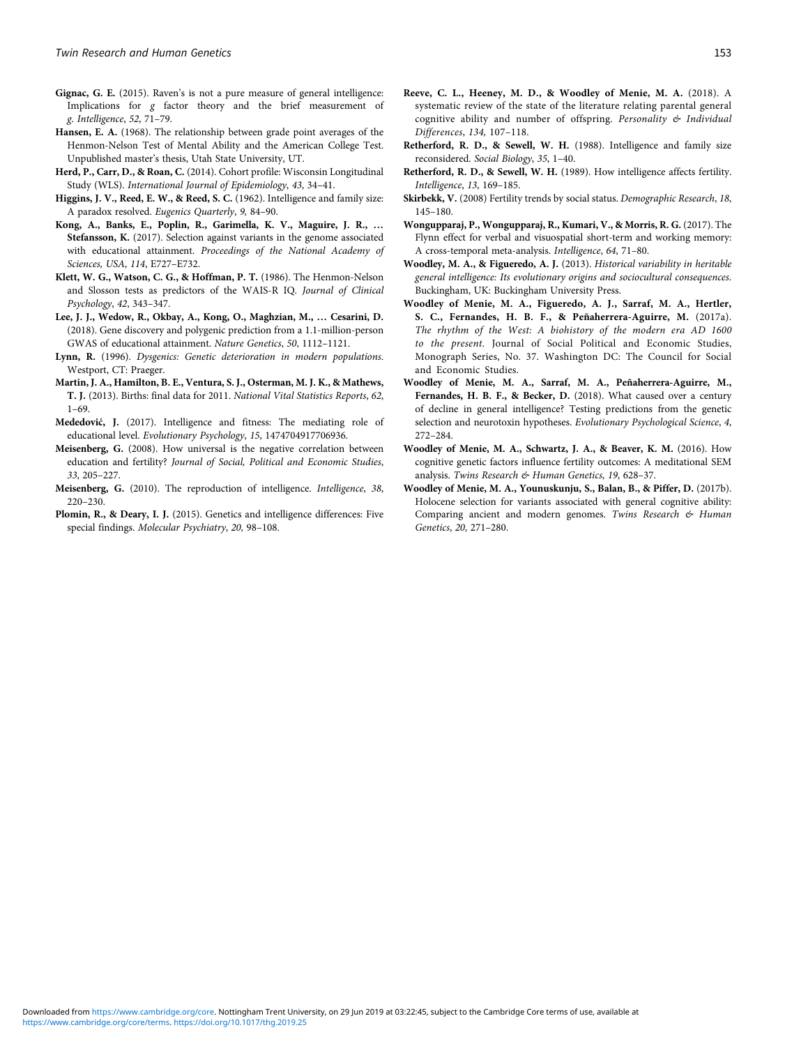**Gignac, G. E.** (2015). Raven's is not a pure measure of general intelligence: Implications for *g* factor theory and the brief measurement of *g*. *Intelligence*, *52*, 71–79.

**Hansen, E. A.** (1968). The relationship between grade point averages of the Henmon-Nelson Test of Mental Ability and the American College Test. Unpublished master's thesis, Utah State University, UT.

**Herd, P., Carr, D., & Roan, C.** (2014). Cohort profile: Wisconsin Longitudinal Study (WLS). *International Journal of Epidemiology*, *43*, 34–41.

**Higgins, J. V., Reed, E. W., & Reed, S. C.** (1962). Intelligence and family size: A paradox resolved. *Eugenics Quarterly*, *9*, 84–90.

**Kong, A., Banks, E., Poplin, R., Garimella, K. V., Maguire, J. R., … Stefansson, K.** (2017). Selection against variants in the genome associated with educational attainment. *Proceedings of the National Academy of Sciences, USA*, *114*, E727–E732.

**Klett, W. G., Watson, C. G., & Hoffman, P. T.** (1986). The Henmon-Nelson and Slosson tests as predictors of the WAIS-R IQ. *Journal of Clinical Psychology*, *42*, 343–347.

**Lee, J. J., Wedow, R., Okbay, A., Kong, O., Maghzian, M., … Cesarini, D.** (2018). Gene discovery and polygenic prediction from a 1.1-million-person GWAS of educational attainment. *Nature Genetics*, *50*, 1112–1121.

**Lynn, R.** (1996). *Dysgenics: Genetic deterioration in modern populations*. Westport, CT: Praeger.

**Martin, J. A., Hamilton, B. E., Ventura, S. J., Osterman, M. J. K., & Mathews, T. J.** (2013). Births: final data for 2011. *National Vital Statistics Reports*, *62*, 1–69.

**Mededović, J.** (2017). Intelligence and fitness: The mediating role of educational level. *Evolutionary Psychology*, *15*, 1474704917706936.

**Meisenberg, G.** (2008). How universal is the negative correlation between education and fertility? *Journal of Social, Political and Economic Studies*, *33*, 205–227.

**Meisenberg, G.** (2010). The reproduction of intelligence. *Intelligence*, *38*, 220–230.

**Plomin, R., & Deary, I. J.** (2015). Genetics and intelligence differences: Five special findings. *Molecular Psychiatry*, *20*, 98–108.

**Reeve, C. L., Heeney, M. D., & Woodley of Menie, M. A.** (2018). A systematic review of the state of the literature relating parental general cognitive ability and number of offspring. *Personality & Individual Differences*, *134*, 107–118.

**Retherford, R. D., & Sewell, W. H.** (1988). Intelligence and family size reconsidered. *Social Biology*, *35*, 1–40.

**Retherford, R. D., & Sewell, W. H.** (1989). How intelligence affects fertility. *Intelligence*, *13*, 169–185.

**Skirbekk, V.** (2008) Fertility trends by social status. *Demographic Research*, *18*, 145–180.

**Wongupparaj, P., Wongupparaj, R., Kumari, V., & Morris, R. G.** (2017). The Flynn effect for verbal and visuospatial short-term and working memory: A cross-temporal meta-analysis. *Intelligence*, *64*, 71–80.

**Woodley, M. A., & Figueredo, A. J.** (2013). *Historical variability in heritable general intelligence: Its evolutionary origins and sociocultural consequences*. Buckingham, UK: Buckingham University Press.

**Woodley of Menie, M. A., Figueredo, A. J., Sarraf, M. A., Hertler, S. C., Fernandes, H. B. F., & Peñaherrera-Aguirre, M.** (2017a). *The rhythm of the West: A biohistory of the modern era AD 1600 to the present*. Journal of Social Political and Economic Studies, Monograph Series, No. 37. Washington DC: The Council for Social and Economic Studies.

**Woodley of Menie, M. A., Sarraf, M. A., Peñaherrera-Aguirre, M., Fernandes, H. B. F., & Becker, D.** (2018). What caused over a century of decline in general intelligence? Testing predictions from the genetic selection and neurotoxin hypotheses. *Evolutionary Psychological Science*, *4*, 272–284.

**Woodley of Menie, M. A., Schwartz, J. A., & Beaver, K. M.** (2016). How cognitive genetic factors influence fertility outcomes: A meditational SEM analysis. *Twins Research & Human Genetics*, *19*, 628–37.

**Woodley of Menie, M. A., Younuskunju, S., Balan, B., & Piffer, D.** (2017b). Holocene selection for variants associated with general cognitive ability: Comparing ancient and modern genomes. *Twins Research & Human Genetics*, *20*, 271–280.